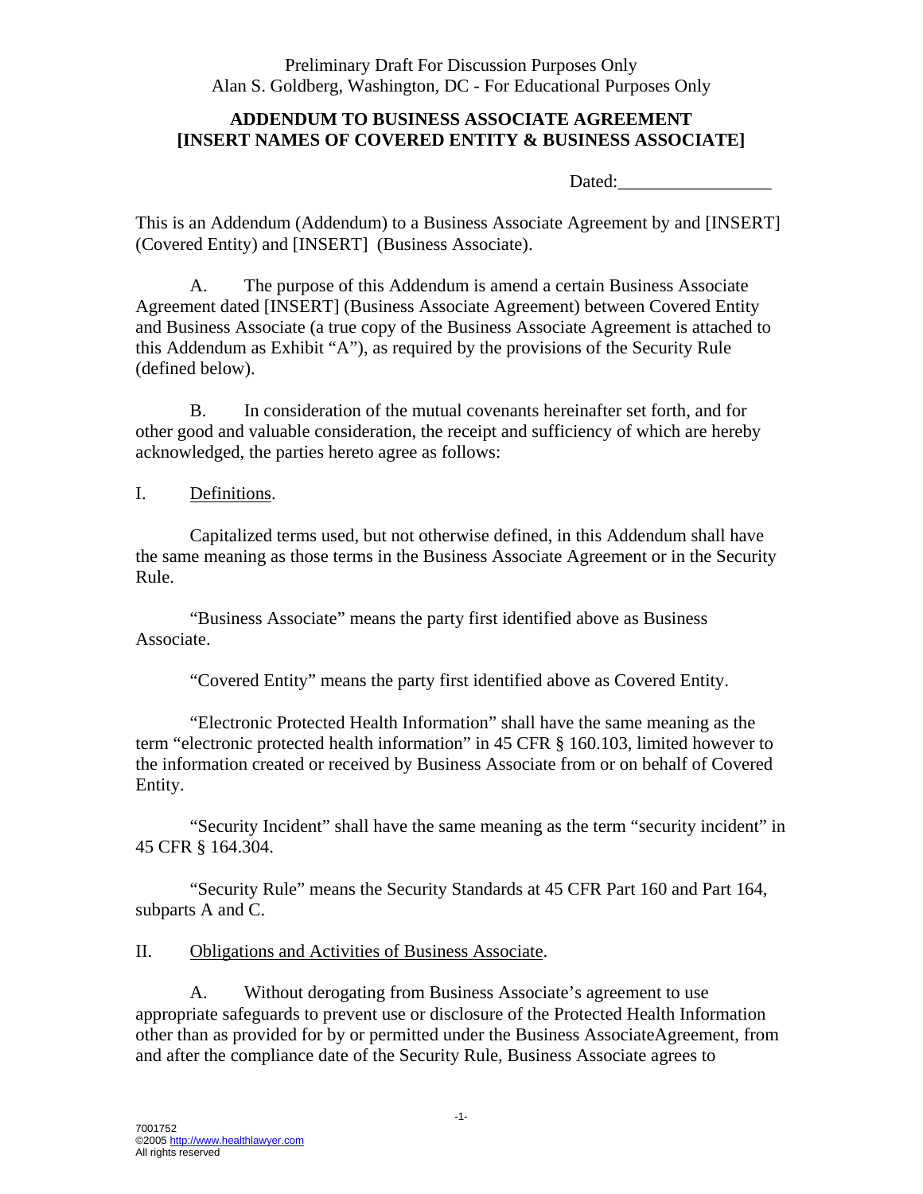Preliminary Draft For Discussion Purposes Only
Alan S. Goldberg, Washington, DC - For Educational Purposes Only

**ADDENDUM TO BUSINESS ASSOCIATE AGREEMENT**
**[INSERT NAMES OF COVERED ENTITY & BUSINESS ASSOCIATE]**

Dated:_________________

This is an Addendum (Addendum) to a Business Associate Agreement by and [INSERT] (Covered Entity) and [INSERT] (Business Associate).

A. The purpose of this Addendum is amend a certain Business Associate Agreement dated [INSERT] (Business Associate Agreement) between Covered Entity and Business Associate (a true copy of the Business Associate Agreement is attached to this Addendum as Exhibit "A"), as required by the provisions of the Security Rule (defined below).

B. In consideration of the mutual covenants hereinafter set forth, and for other good and valuable consideration, the receipt and sufficiency of which are hereby acknowledged, the parties hereto agree as follows:

I. Definitions.

Capitalized terms used, but not otherwise defined, in this Addendum shall have the same meaning as those terms in the Business Associate Agreement or in the Security Rule.

"Business Associate" means the party first identified above as Business Associate.

"Covered Entity" means the party first identified above as Covered Entity.

"Electronic Protected Health Information" shall have the same meaning as the term "electronic protected health information" in 45 CFR § 160.103, limited however to the information created or received by Business Associate from or on behalf of Covered Entity.

"Security Incident" shall have the same meaning as the term "security incident" in 45 CFR § 164.304.

"Security Rule" means the Security Standards at 45 CFR Part 160 and Part 164, subparts A and C.

II. Obligations and Activities of Business Associate.

A. Without derogating from Business Associate's agreement to use appropriate safeguards to prevent use or disclosure of the Protected Health Information other than as provided for by or permitted under the Business AssociateAgreement, from and after the compliance date of the Security Rule, Business Associate agrees to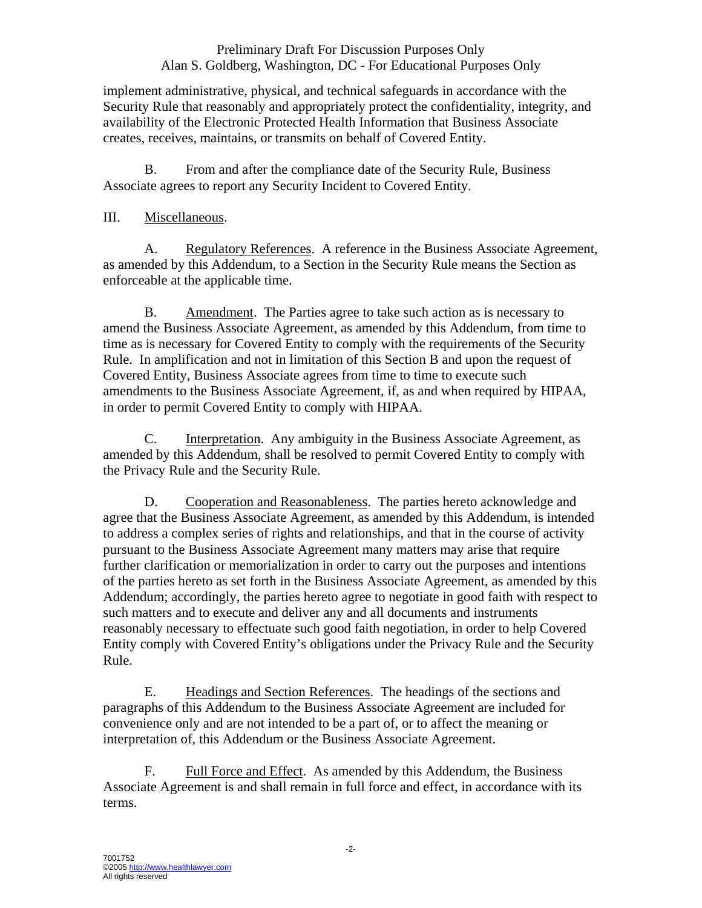implement administrative, physical, and technical safeguards in accordance with the Security Rule that reasonably and appropriately protect the confidentiality, integrity, and availability of the Electronic Protected Health Information that Business Associate creates, receives, maintains, or transmits on behalf of Covered Entity.

B. From and after the compliance date of the Security Rule, Business Associate agrees to report any Security Incident to Covered Entity.

III. Miscellaneous.

A. Regulatory References. A reference in the Business Associate Agreement, as amended by this Addendum, to a Section in the Security Rule means the Section as enforceable at the applicable time.

B. Amendment. The Parties agree to take such action as is necessary to amend the Business Associate Agreement, as amended by this Addendum, from time to time as is necessary for Covered Entity to comply with the requirements of the Security Rule. In amplification and not in limitation of this Section B and upon the request of Covered Entity, Business Associate agrees from time to time to execute such amendments to the Business Associate Agreement, if, as and when required by HIPAA, in order to permit Covered Entity to comply with HIPAA.

C. Interpretation. Any ambiguity in the Business Associate Agreement, as amended by this Addendum, shall be resolved to permit Covered Entity to comply with the Privacy Rule and the Security Rule.

D. Cooperation and Reasonableness. The parties hereto acknowledge and agree that the Business Associate Agreement, as amended by this Addendum, is intended to address a complex series of rights and relationships, and that in the course of activity pursuant to the Business Associate Agreement many matters may arise that require further clarification or memorialization in order to carry out the purposes and intentions of the parties hereto as set forth in the Business Associate Agreement, as amended by this Addendum; accordingly, the parties hereto agree to negotiate in good faith with respect to such matters and to execute and deliver any and all documents and instruments reasonably necessary to effectuate such good faith negotiation, in order to help Covered Entity comply with Covered Entity's obligations under the Privacy Rule and the Security Rule.

E. Headings and Section References. The headings of the sections and paragraphs of this Addendum to the Business Associate Agreement are included for convenience only and are not intended to be a part of, or to affect the meaning or interpretation of, this Addendum or the Business Associate Agreement.

F. Full Force and Effect. As amended by this Addendum, the Business Associate Agreement is and shall remain in full force and effect, in accordance with its terms.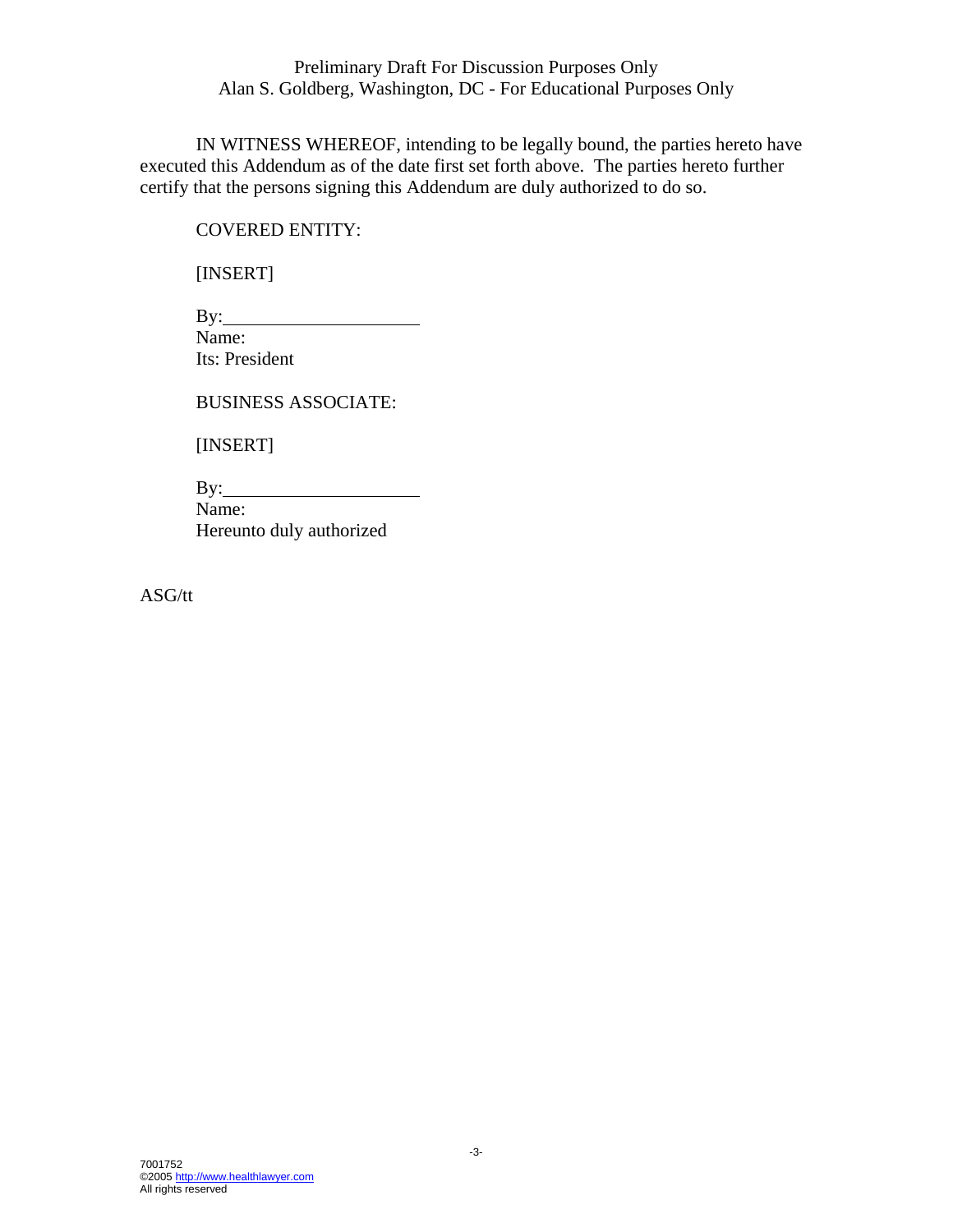IN WITNESS WHEREOF, intending to be legally bound, the parties hereto have executed this Addendum as of the date first set forth above. The parties hereto further certify that the persons signing this Addendum are duly authorized to do so.

COVERED ENTITY:

[INSERT]

By:______________________
Name:
Its: President

BUSINESS ASSOCIATE:

[INSERT]

By:______________________
Name:
Hereunto duly authorized

ASG/tt